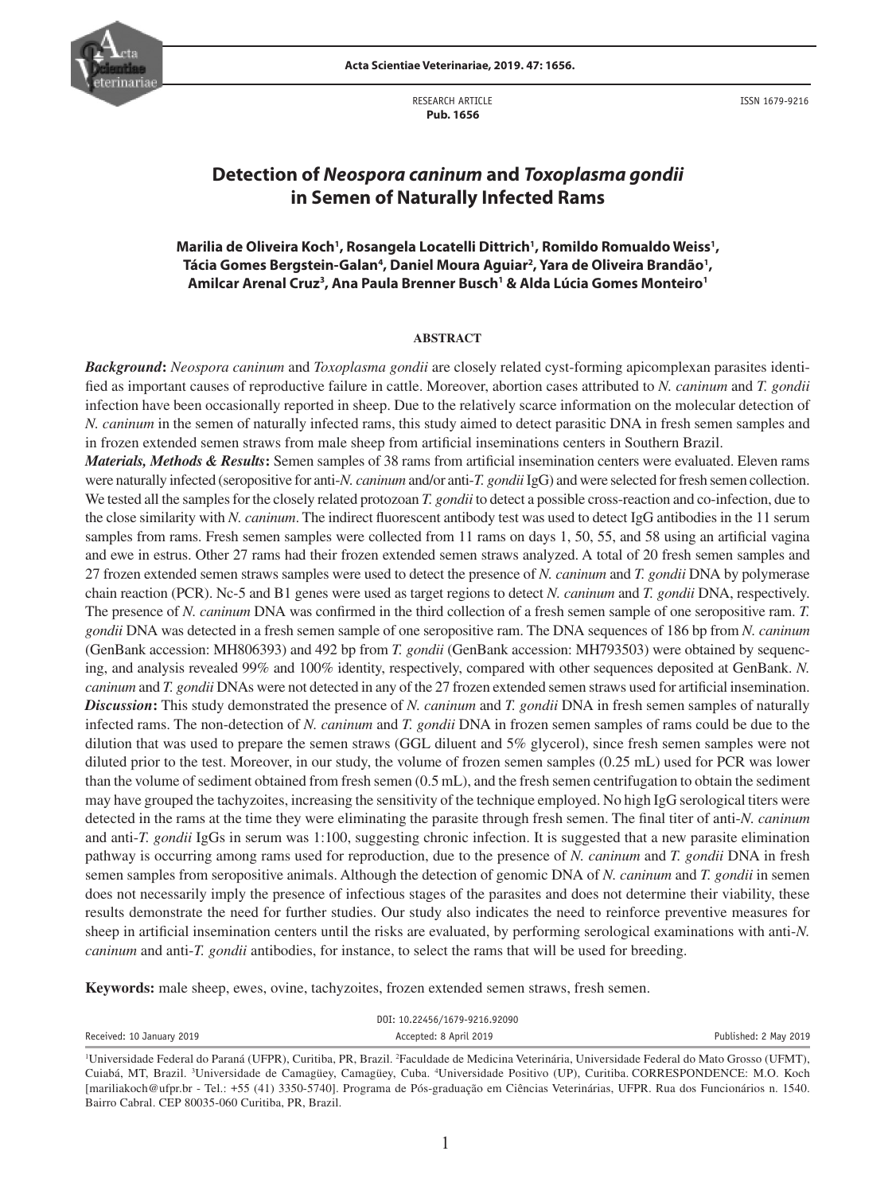RESEARCH ARTICLE
**Pub. 1656**

ISSN 1679-9216

# Detection of *Neospora caninum* and *Toxoplasma gondii* in Semen of Naturally Infected Rams

**Marilia de Oliveira Koch[1], Rosangela Locatelli Dittrich[1], Romildo Romualdo Weiss[1], Tácia Gomes Bergstein-Galan[4], Daniel Moura Aguiar[2], Yara de Oliveira Brandão[1], Amilcar Arenal Cruz[3], Ana Paula Brenner Busch[1] & Alda Lúcia Gomes Monteiro[1]**

## ABSTRACT

***Background*:** *Neospora caninum* and *Toxoplasma gondii* are closely related cyst-forming apicomplexan parasites identified as important causes of reproductive failure in cattle. Moreover, abortion cases attributed to *N. caninum* and *T. gondii* infection have been occasionally reported in sheep. Due to the relatively scarce information on the molecular detection of *N. caninum* in the semen of naturally infected rams, this study aimed to detect parasitic DNA in fresh semen samples and in frozen extended semen straws from male sheep from artificial inseminations centers in Southern Brazil.

***Materials, Methods & Results*:** Semen samples of 38 rams from artificial insemination centers were evaluated. Eleven rams were naturally infected (seropositive for anti-*N. caninum* and/or anti-*T. gondii* IgG) and were selected for fresh semen collection. We tested all the samples for the closely related protozoan *T. gondii* to detect a possible cross-reaction and co-infection, due to the close similarity with *N. caninum*. The indirect fluorescent antibody test was used to detect IgG antibodies in the 11 serum samples from rams. Fresh semen samples were collected from 11 rams on days 1, 50, 55, and 58 using an artificial vagina and ewe in estrus. Other 27 rams had their frozen extended semen straws analyzed. A total of 20 fresh semen samples and 27 frozen extended semen straws samples were used to detect the presence of *N. caninum* and *T. gondii* DNA by polymerase chain reaction (PCR). Nc-5 and B1 genes were used as target regions to detect *N. caninum* and *T. gondii* DNA, respectively. The presence of *N. caninum* DNA was confirmed in the third collection of a fresh semen sample of one seropositive ram. *T. gondii* DNA was detected in a fresh semen sample of one seropositive ram. The DNA sequences of 186 bp from *N. caninum* (GenBank accession: MH806393) and 492 bp from *T. gondii* (GenBank accession: MH793503) were obtained by sequencing, and analysis revealed 99% and 100% identity, respectively, compared with other sequences deposited at GenBank. *N. caninum* and *T. gondii* DNAs were not detected in any of the 27 frozen extended semen straws used for artificial insemination.

***Discussion*:** This study demonstrated the presence of *N. caninum* and *T. gondii* DNA in fresh semen samples of naturally infected rams. The non-detection of *N. caninum* and *T. gondii* DNA in frozen semen samples of rams could be due to the dilution that was used to prepare the semen straws (GGL diluent and 5% glycerol), since fresh semen samples were not diluted prior to the test. Moreover, in our study, the volume of frozen semen samples (0.25 mL) used for PCR was lower than the volume of sediment obtained from fresh semen (0.5 mL), and the fresh semen centrifugation to obtain the sediment may have grouped the tachyzoites, increasing the sensitivity of the technique employed. No high IgG serological titers were detected in the rams at the time they were eliminating the parasite through fresh semen. The final titer of anti-*N. caninum* and anti-*T. gondii* IgGs in serum was 1:100, suggesting chronic infection. It is suggested that a new parasite elimination pathway is occurring among rams used for reproduction, due to the presence of *N. caninum* and *T. gondii* DNA in fresh semen samples from seropositive animals. Although the detection of genomic DNA of *N. caninum* and *T. gondii* in semen does not necessarily imply the presence of infectious stages of the parasites and does not determine their viability, these results demonstrate the need for further studies. Our study also indicates the need to reinforce preventive measures for sheep in artificial insemination centers until the risks are evaluated, by performing serological examinations with anti-*N. caninum* and anti-*T. gondii* antibodies, for instance, to select the rams that will be used for breeding.

**Keywords:** male sheep, ewes, ovine, tachyzoites, frozen extended semen straws, fresh semen.

DOI: 10.22456/1679-9216.92090

Received: 10 January 2019 | Accepted: 8 April 2019 | Published: 2 May 2019

[1]Universidade Federal do Paraná (UFPR), Curitiba, PR, Brazil. [2]Faculdade de Medicina Veterinária, Universidade Federal do Mato Grosso (UFMT), Cuiabá, MT, Brazil. [3]Universidade de Camagüey, Camagüey, Cuba. [4]Universidade Positivo (UP), Curitiba. CORRESPONDENCE: M.O. Koch [mariliakoch@ufpr.br - Tel.: +55 (41) 3350-5740]. Programa de Pós-graduação em Ciências Veterinárias, UFPR. Rua dos Funcionários n. 1540. Bairro Cabral. CEP 80035-060 Curitiba, PR, Brazil.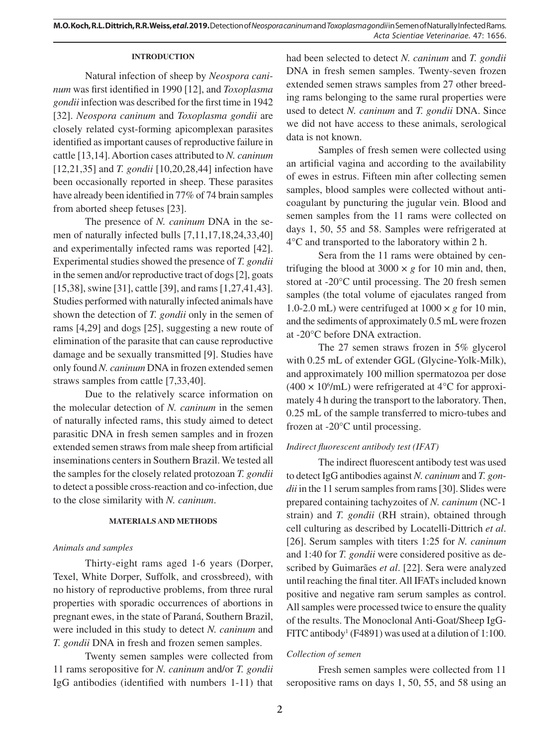## INTRODUCTION

Natural infection of sheep by *Neospora caninum* was first identified in 1990 [12], and *Toxoplasma gondii* infection was described for the first time in 1942 [32]. *Neospora caninum* and *Toxoplasma gondii* are closely related cyst-forming apicomplexan parasites identified as important causes of reproductive failure in cattle [13,14]. Abortion cases attributed to *N. caninum* [12,21,35] and *T. gondii* [10,20,28,44] infection have been occasionally reported in sheep. These parasites have already been identified in 77% of 74 brain samples from aborted sheep fetuses [23].

The presence of *N. caninum* DNA in the semen of naturally infected bulls [7,11,17,18,24,33,40] and experimentally infected rams was reported [42]. Experimental studies showed the presence of *T. gondii* in the semen and/or reproductive tract of dogs [2], goats [15,38], swine [31], cattle [39], and rams [1,27,41,43]. Studies performed with naturally infected animals have shown the detection of *T. gondii* only in the semen of rams [4,29] and dogs [25], suggesting a new route of elimination of the parasite that can cause reproductive damage and be sexually transmitted [9]. Studies have only found *N. caninum* DNA in frozen extended semen straws samples from cattle [7,33,40].

Due to the relatively scarce information on the molecular detection of *N. caninum* in the semen of naturally infected rams, this study aimed to detect parasitic DNA in fresh semen samples and in frozen extended semen straws from male sheep from artificial inseminations centers in Southern Brazil. We tested all the samples for the closely related protozoan *T. gondii* to detect a possible cross-reaction and co-infection, due to the close similarity with *N. caninum*.

## MATERIALS AND METHODS

### *Animals and samples*

Thirty-eight rams aged 1-6 years (Dorper, Texel, White Dorper, Suffolk, and crossbreed), with no history of reproductive problems, from three rural properties with sporadic occurrences of abortions in pregnant ewes, in the state of Paraná, Southern Brazil, were included in this study to detect *N. caninum* and *T. gondii* DNA in fresh and frozen semen samples.

Twenty semen samples were collected from 11 rams seropositive for *N. caninum* and/or *T. gondii* IgG antibodies (identified with numbers 1-11) that had been selected to detect *N. caninum* and *T. gondii* DNA in fresh semen samples. Twenty-seven frozen extended semen straws samples from 27 other breeding rams belonging to the same rural properties were used to detect *N. caninum* and *T. gondii* DNA. Since we did not have access to these animals, serological data is not known.

Samples of fresh semen were collected using an artificial vagina and according to the availability of ewes in estrus. Fifteen min after collecting semen samples, blood samples were collected without anticoagulant by puncturing the jugular vein. Blood and semen samples from the 11 rams were collected on days 1, 50, 55 and 58. Samples were refrigerated at 4°C and transported to the laboratory within 2 h.

Sera from the 11 rams were obtained by centrifuging the blood at $3000 \times g$ for 10 min and, then, stored at -20°C until processing. The 20 fresh semen samples (the total volume of ejaculates ranged from 1.0-2.0 mL) were centrifuged at $1000 \times g$ for 10 min, and the sediments of approximately 0.5 mL were frozen at -20°C before DNA extraction.

The 27 semen straws frozen in 5% glycerol with 0.25 mL of extender GGL (Glycine-Yolk-Milk), and approximately 100 million spermatozoa per dose ($400 \times 10^6$/mL) were refrigerated at 4°C for approximately 4 h during the transport to the laboratory. Then, 0.25 mL of the sample transferred to micro-tubes and frozen at -20°C until processing.

### *Indirect fluorescent antibody test (IFAT)*

The indirect fluorescent antibody test was used to detect IgG antibodies against *N. caninum* and *T. gondii* in the 11 serum samples from rams [30]. Slides were prepared containing tachyzoites of *N. caninum* (NC-1 strain) and *T. gondii* (RH strain), obtained through cell culturing as described by Locatelli-Dittrich *et al*. [26]. Serum samples with titers 1:25 for *N. caninum* and 1:40 for *T. gondii* were considered positive as described by Guimarães *et al*. [22]. Sera were analyzed until reaching the final titer. All IFATs included known positive and negative ram serum samples as control. All samples were processed twice to ensure the quality of the results. The Monoclonal Anti-Goat/Sheep IgG-FITC antibody[1] (F4891) was used at a dilution of 1:100.

### *Collection of semen*

Fresh semen samples were collected from 11 seropositive rams on days 1, 50, 55, and 58 using an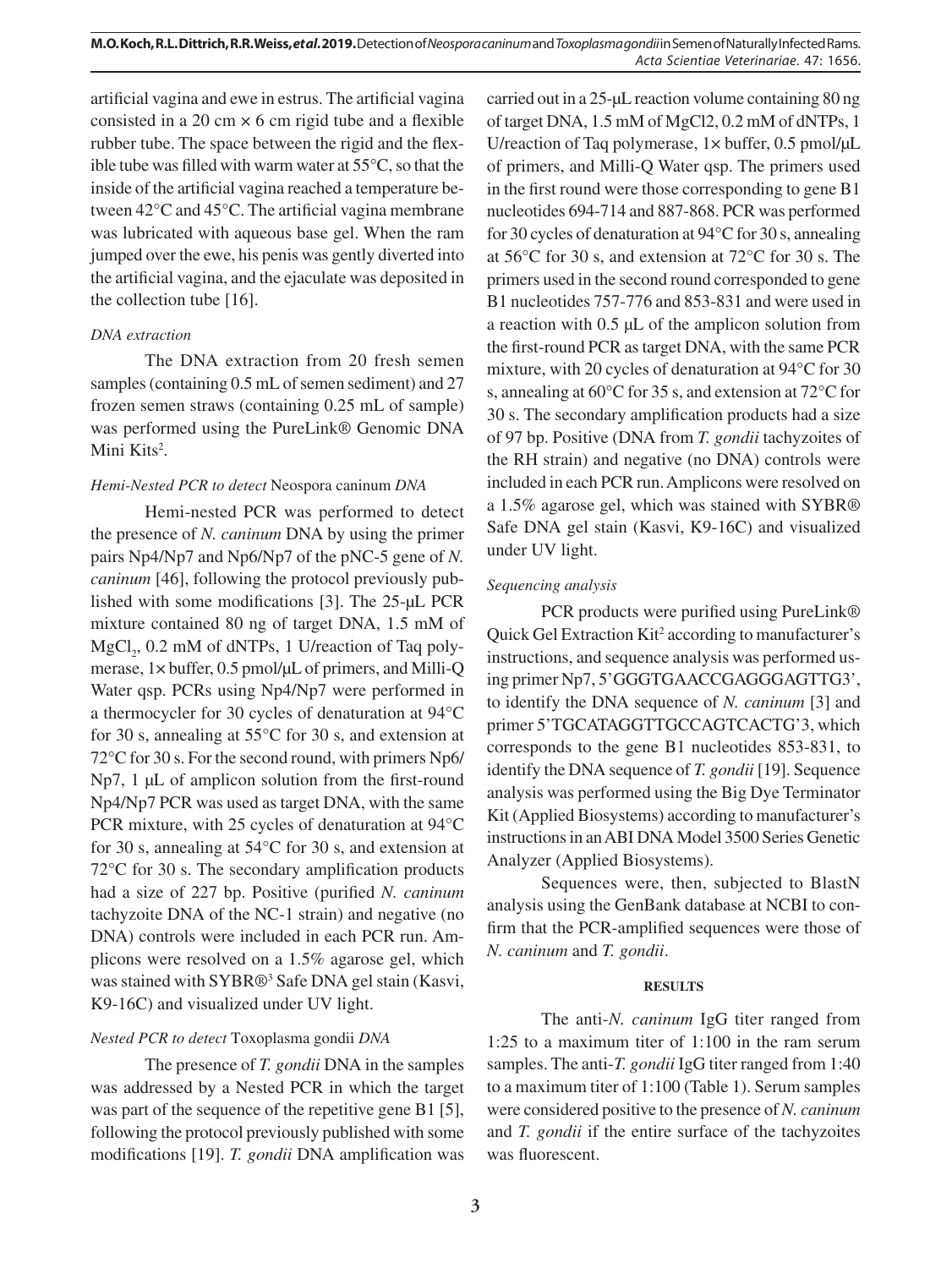artificial vagina and ewe in estrus. The artificial vagina consisted in a 20 cm × 6 cm rigid tube and a flexible rubber tube. The space between the rigid and the flexible tube was filled with warm water at 55°C, so that the inside of the artificial vagina reached a temperature between 42°C and 45°C. The artificial vagina membrane was lubricated with aqueous base gel. When the ram jumped over the ewe, his penis was gently diverted into the artificial vagina, and the ejaculate was deposited in the collection tube [16].

*DNA extraction*

The DNA extraction from 20 fresh semen samples (containing 0.5 mL of semen sediment) and 27 frozen semen straws (containing 0.25 mL of sample) was performed using the PureLink® Genomic DNA Mini Kits[2].

*Hemi-Nested PCR to detect* Neospora caninum *DNA*

Hemi-nested PCR was performed to detect the presence of *N. caninum* DNA by using the primer pairs Np4/Np7 and Np6/Np7 of the pNC-5 gene of *N. caninum* [46], following the protocol previously published with some modifications [3]. The 25-μL PCR mixture contained 80 ng of target DNA, 1.5 mM of $MgCl_2$, 0.2 mM of dNTPs, 1 U/reaction of Taq polymerase, 1× buffer, 0.5 pmol/μL of primers, and Milli-Q Water qsp. PCRs using Np4/Np7 were performed in a thermocycler for 30 cycles of denaturation at 94°C for 30 s, annealing at 55°C for 30 s, and extension at 72°C for 30 s. For the second round, with primers Np6/Np7, 1 μL of amplicon solution from the first-round Np4/Np7 PCR was used as target DNA, with the same PCR mixture, with 25 cycles of denaturation at 94°C for 30 s, annealing at 54°C for 30 s, and extension at 72°C for 30 s. The secondary amplification products had a size of 227 bp. Positive (purified *N. caninum* tachyzoite DNA of the NC-1 strain) and negative (no DNA) controls were included in each PCR run. Amplicons were resolved on a 1.5% agarose gel, which was stained with SYBR®[3] Safe DNA gel stain (Kasvi, K9-16C) and visualized under UV light.

*Nested PCR to detect* Toxoplasma gondii *DNA*

The presence of *T. gondii* DNA in the samples was addressed by a Nested PCR in which the target was part of the sequence of the repetitive gene B1 [5], following the protocol previously published with some modifications [19]. *T. gondii* DNA amplification was carried out in a 25-μL reaction volume containing 80 ng of target DNA, 1.5 mM of MgCl2, 0.2 mM of dNTPs, 1 U/reaction of Taq polymerase, 1× buffer, 0.5 pmol/μL of primers, and Milli-Q Water qsp. The primers used in the first round were those corresponding to gene B1 nucleotides 694-714 and 887-868. PCR was performed for 30 cycles of denaturation at 94°C for 30 s, annealing at 56°C for 30 s, and extension at 72°C for 30 s. The primers used in the second round corresponded to gene B1 nucleotides 757-776 and 853-831 and were used in a reaction with 0.5 μL of the amplicon solution from the first-round PCR as target DNA, with the same PCR mixture, with 20 cycles of denaturation at 94°C for 30 s, annealing at 60°C for 35 s, and extension at 72°C for 30 s. The secondary amplification products had a size of 97 bp. Positive (DNA from *T. gondii* tachyzoites of the RH strain) and negative (no DNA) controls were included in each PCR run. Amplicons were resolved on a 1.5% agarose gel, which was stained with SYBR® Safe DNA gel stain (Kasvi, K9-16C) and visualized under UV light.

*Sequencing analysis*

PCR products were purified using PureLink® Quick Gel Extraction Kit[2] according to manufacturer's instructions, and sequence analysis was performed using primer Np7, 5'GGGTGAACCGAGGGAGTTG3', to identify the DNA sequence of *N. caninum* [3] and primer 5'TGCATAGGTTGCCAGTCACTG'3, which corresponds to the gene B1 nucleotides 853-831, to identify the DNA sequence of *T. gondii* [19]. Sequence analysis was performed using the Big Dye Terminator Kit (Applied Biosystems) according to manufacturer's instructions in an ABI DNA Model 3500 Series Genetic Analyzer (Applied Biosystems).

Sequences were, then, subjected to BlastN analysis using the GenBank database at NCBI to confirm that the PCR-amplified sequences were those of *N. caninum* and *T. gondii*.

## RESULTS

The anti-*N. caninum* IgG titer ranged from 1:25 to a maximum titer of 1:100 in the ram serum samples. The anti-*T. gondii* IgG titer ranged from 1:40 to a maximum titer of 1:100 (Table 1). Serum samples were considered positive to the presence of *N. caninum* and *T. gondii* if the entire surface of the tachyzoites was fluorescent.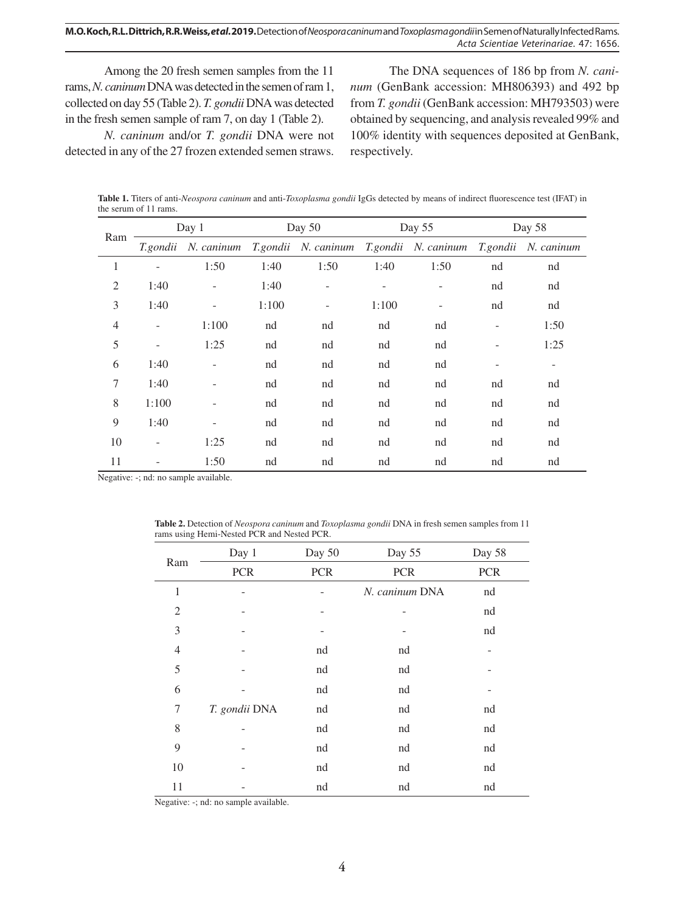Among the 20 fresh semen samples from the 11 rams, *N. caninum* DNA was detected in the semen of ram 1, collected on day 55 (Table 2). *T. gondii* DNA was detected in the fresh semen sample of ram 7, on day 1 (Table 2).

*N. caninum* and/or *T. gondii* DNA were not detected in any of the 27 frozen extended semen straws.

The DNA sequences of 186 bp from *N. caninum* (GenBank accession: MH806393) and 492 bp from *T. gondii* (GenBank accession: MH793503) were obtained by sequencing, and analysis revealed 99% and 100% identity with sequences deposited at GenBank, respectively.

**Table 1.** Titers of anti-*Neospora caninum* and anti-*Toxoplasma gondii* IgGs detected by means of indirect fluorescence test (IFAT) in the serum of 11 rams.

| Ram | Day 1 | | Day 50 | | Day 55 | | Day 58 | |
|---|---|---|---|---|---|---|---|---|
| | *T.gondii* | *N. caninum* | *T.gondii* | *N. caninum* | *T.gondii* | *N. caninum* | *T.gondii* | *N. caninum* |
| 1 | - | 1:50 | 1:40 | 1:50 | 1:40 | 1:50 | nd | nd |
| 2 | 1:40 | - | 1:40 | - | - | - | nd | nd |
| 3 | 1:40 | - | 1:100 | - | 1:100 | - | nd | nd |
| 4 | - | 1:100 | nd | nd | nd | nd | - | 1:50 |
| 5 | - | 1:25 | nd | nd | nd | nd | - | 1:25 |
| 6 | 1:40 | - | nd | nd | nd | nd | - | - |
| 7 | 1:40 | - | nd | nd | nd | nd | nd | nd |
| 8 | 1:100 | - | nd | nd | nd | nd | nd | nd |
| 9 | 1:40 | - | nd | nd | nd | nd | nd | nd |
| 10 | - | 1:25 | nd | nd | nd | nd | nd | nd |
| 11 | - | 1:50 | nd | nd | nd | nd | nd | nd |

Negative: -; nd: no sample available.

**Table 2.** Detection of *Neospora caninum* and *Toxoplasma gondii* DNA in fresh semen samples from 11 rams using Hemi-Nested PCR and Nested PCR.

| Ram | Day 1 | Day 50 | Day 55 | Day 58 |
|---|---|---|---|---|
| | PCR | PCR | PCR | PCR |
| 1 | - | - | *N. caninum* DNA | nd |
| 2 | - | - | - | nd |
| 3 | - | - | - | nd |
| 4 | - | nd | nd | - |
| 5 | - | nd | nd | - |
| 6 | - | nd | nd | - |
| 7 | *T. gondii* DNA | nd | nd | nd |
| 8 | - | nd | nd | nd |
| 9 | - | nd | nd | nd |
| 10 | - | nd | nd | nd |
| 11 | - | nd | nd | nd |

Negative: -; nd: no sample available.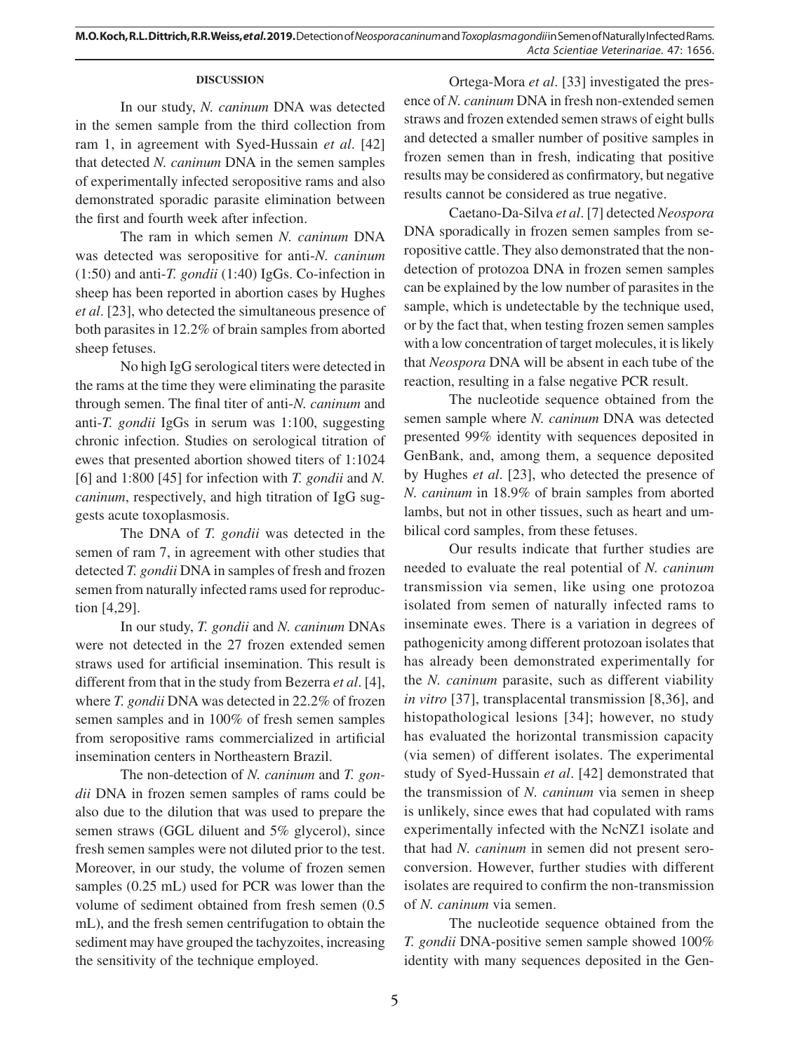## DISCUSSION

In our study, *N. caninum* DNA was detected in the semen sample from the third collection from ram 1, in agreement with Syed-Hussain *et al*. [42] that detected *N. caninum* DNA in the semen samples of experimentally infected seropositive rams and also demonstrated sporadic parasite elimination between the first and fourth week after infection.

The ram in which semen *N. caninum* DNA was detected was seropositive for anti-*N. caninum* (1:50) and anti-*T. gondii* (1:40) IgGs. Co-infection in sheep has been reported in abortion cases by Hughes *et al*. [23], who detected the simultaneous presence of both parasites in 12.2% of brain samples from aborted sheep fetuses.

No high IgG serological titers were detected in the rams at the time they were eliminating the parasite through semen. The final titer of anti-*N. caninum* and anti-*T. gondii* IgGs in serum was 1:100, suggesting chronic infection. Studies on serological titration of ewes that presented abortion showed titers of 1:1024 [6] and 1:800 [45] for infection with *T. gondii* and *N. caninum*, respectively, and high titration of IgG suggests acute toxoplasmosis.

The DNA of *T. gondii* was detected in the semen of ram 7, in agreement with other studies that detected *T. gondii* DNA in samples of fresh and frozen semen from naturally infected rams used for reproduction [4,29].

In our study, *T. gondii* and *N. caninum* DNAs were not detected in the 27 frozen extended semen straws used for artificial insemination. This result is different from that in the study from Bezerra *et al*. [4], where *T. gondii* DNA was detected in 22.2% of frozen semen samples and in 100% of fresh semen samples from seropositive rams commercialized in artificial insemination centers in Northeastern Brazil.

The non-detection of *N. caninum* and *T. gondii* DNA in frozen semen samples of rams could be also due to the dilution that was used to prepare the semen straws (GGL diluent and 5% glycerol), since fresh semen samples were not diluted prior to the test. Moreover, in our study, the volume of frozen semen samples (0.25 mL) used for PCR was lower than the volume of sediment obtained from fresh semen (0.5 mL), and the fresh semen centrifugation to obtain the sediment may have grouped the tachyzoites, increasing the sensitivity of the technique employed.

Ortega-Mora *et al*. [33] investigated the presence of *N. caninum* DNA in fresh non-extended semen straws and frozen extended semen straws of eight bulls and detected a smaller number of positive samples in frozen semen than in fresh, indicating that positive results may be considered as confirmatory, but negative results cannot be considered as true negative.

Caetano-Da-Silva *et al*. [7] detected *Neospora* DNA sporadically in frozen semen samples from seropositive cattle. They also demonstrated that the non-detection of protozoa DNA in frozen semen samples can be explained by the low number of parasites in the sample, which is undetectable by the technique used, or by the fact that, when testing frozen semen samples with a low concentration of target molecules, it is likely that *Neospora* DNA will be absent in each tube of the reaction, resulting in a false negative PCR result.

The nucleotide sequence obtained from the semen sample where *N. caninum* DNA was detected presented 99% identity with sequences deposited in GenBank, and, among them, a sequence deposited by Hughes *et al*. [23], who detected the presence of *N. caninum* in 18.9% of brain samples from aborted lambs, but not in other tissues, such as heart and umbilical cord samples, from these fetuses.

Our results indicate that further studies are needed to evaluate the real potential of *N. caninum* transmission via semen, like using one protozoa isolated from semen of naturally infected rams to inseminate ewes. There is a variation in degrees of pathogenicity among different protozoan isolates that has already been demonstrated experimentally for the *N. caninum* parasite, such as different viability *in vitro* [37], transplacental transmission [8,36], and histopathological lesions [34]; however, no study has evaluated the horizontal transmission capacity (via semen) of different isolates. The experimental study of Syed-Hussain *et al*. [42] demonstrated that the transmission of *N. caninum* via semen in sheep is unlikely, since ewes that had copulated with rams experimentally infected with the NcNZ1 isolate and that had *N. caninum* in semen did not present seroconversion. However, further studies with different isolates are required to confirm the non-transmission of *N. caninum* via semen.

The nucleotide sequence obtained from the *T. gondii* DNA-positive semen sample showed 100% identity with many sequences deposited in the Gen-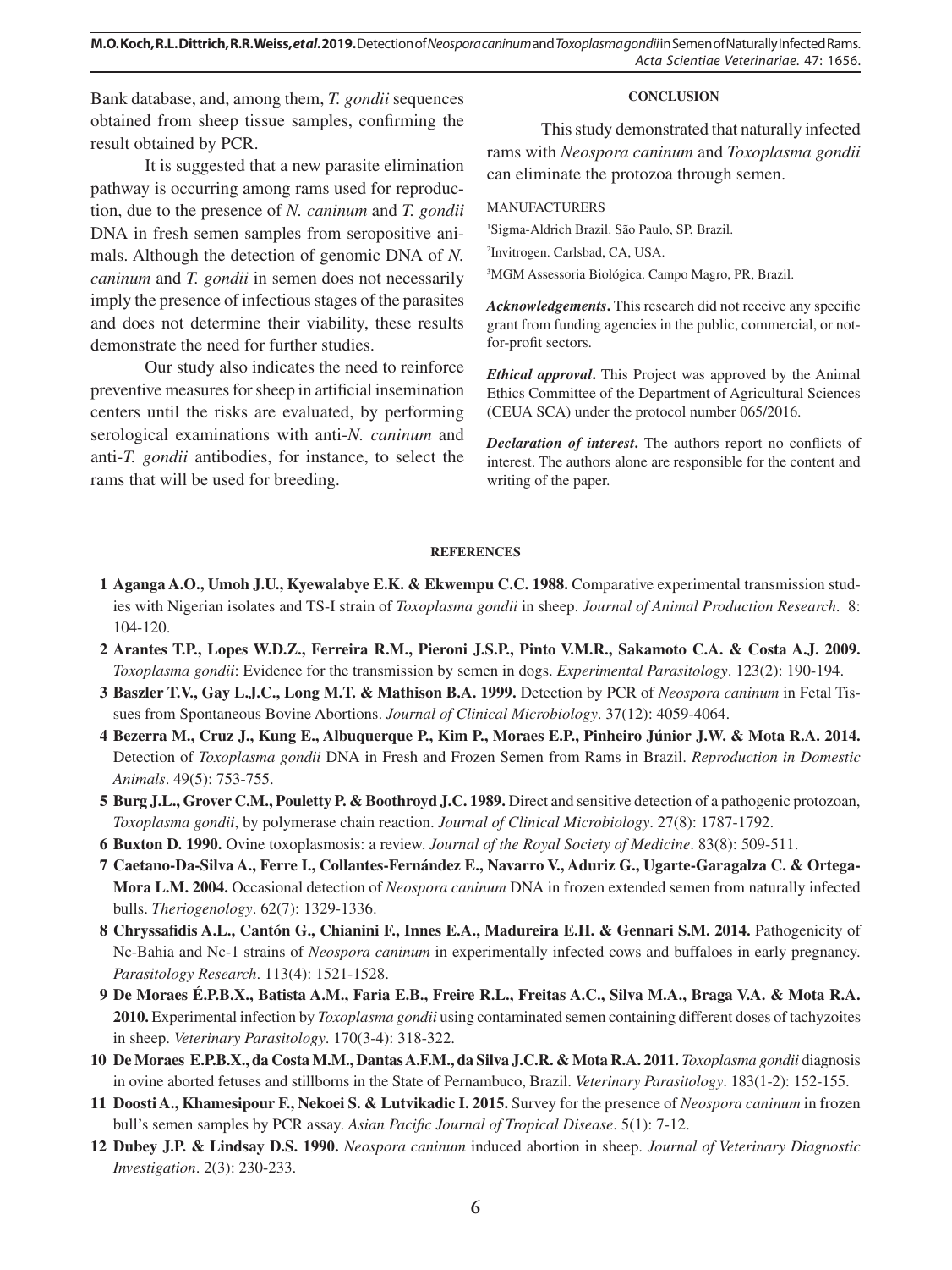Bank database, and, among them, *T. gondii* sequences obtained from sheep tissue samples, confirming the result obtained by PCR.

It is suggested that a new parasite elimination pathway is occurring among rams used for reproduction, due to the presence of *N. caninum* and *T. gondii* DNA in fresh semen samples from seropositive animals. Although the detection of genomic DNA of *N. caninum* and *T. gondii* in semen does not necessarily imply the presence of infectious stages of the parasites and does not determine their viability, these results demonstrate the need for further studies.

Our study also indicates the need to reinforce preventive measures for sheep in artificial insemination centers until the risks are evaluated, by performing serological examinations with anti-*N. caninum* and anti-*T. gondii* antibodies, for instance, to select the rams that will be used for breeding.

## CONCLUSION

This study demonstrated that naturally infected rams with *Neospora caninum* and *Toxoplasma gondii* can eliminate the protozoa through semen.

MANUFACTURERS

[1]Sigma-Aldrich Brazil. São Paulo, SP, Brazil.

[2]Invitrogen. Carlsbad, CA, USA.

[3]MGM Assessoria Biológica. Campo Magro, PR, Brazil.

***Acknowledgements*.** This research did not receive any specific grant from funding agencies in the public, commercial, or not-for-profit sectors.

***Ethical approval*.** This Project was approved by the Animal Ethics Committee of the Department of Agricultural Sciences (CEUA SCA) under the protocol number 065/2016.

***Declaration of interest*.** The authors report no conflicts of interest. The authors alone are responsible for the content and writing of the paper.

## REFERENCES

1 **Aganga A.O., Umoh J.U., Kyewalabye E.K. & Ekwempu C.C. 1988.** Comparative experimental transmission studies with Nigerian isolates and TS-I strain of *Toxoplasma gondii* in sheep. *Journal of Animal Production Research*. 8: 104-120.

2 **Arantes T.P., Lopes W.D.Z., Ferreira R.M., Pieroni J.S.P., Pinto V.M.R., Sakamoto C.A. & Costa A.J. 2009.** *Toxoplasma gondii*: Evidence for the transmission by semen in dogs. *Experimental Parasitology*. 123(2): 190-194.

3 **Baszler T.V., Gay L.J.C., Long M.T. & Mathison B.A. 1999.** Detection by PCR of *Neospora caninum* in Fetal Tissues from Spontaneous Bovine Abortions. *Journal of Clinical Microbiology*. 37(12): 4059-4064.

4 **Bezerra M., Cruz J., Kung E., Albuquerque P., Kim P., Moraes E.P., Pinheiro Júnior J.W. & Mota R.A. 2014.** Detection of *Toxoplasma gondii* DNA in Fresh and Frozen Semen from Rams in Brazil. *Reproduction in Domestic Animals*. 49(5): 753-755.

5 **Burg J.L., Grover C.M., Pouletty P. & Boothroyd J.C. 1989.** Direct and sensitive detection of a pathogenic protozoan, *Toxoplasma gondii*, by polymerase chain reaction. *Journal of Clinical Microbiology*. 27(8): 1787-1792.

6 **Buxton D. 1990.** Ovine toxoplasmosis: a review. *Journal of the Royal Society of Medicine*. 83(8): 509-511.

7 **Caetano-Da-Silva A., Ferre I., Collantes-Fernández E., Navarro V., Aduriz G., Ugarte-Garagalza C. & Ortega-Mora L.M. 2004.** Occasional detection of *Neospora caninum* DNA in frozen extended semen from naturally infected bulls. *Theriogenology*. 62(7): 1329-1336.

8 **Chryssafidis A.L., Cantón G., Chianini F., Innes E.A., Madureira E.H. & Gennari S.M. 2014.** Pathogenicity of Nc-Bahia and Nc-1 strains of *Neospora caninum* in experimentally infected cows and buffaloes in early pregnancy. *Parasitology Research*. 113(4): 1521-1528.

9 **De Moraes É.P.B.X., Batista A.M., Faria E.B., Freire R.L., Freitas A.C., Silva M.A., Braga V.A. & Mota R.A. 2010.** Experimental infection by *Toxoplasma gondii* using contaminated semen containing different doses of tachyzoites in sheep. *Veterinary Parasitology*. 170(3-4): 318-322.

10 **De Moraes E.P.B.X., da Costa M.M., Dantas A.F.M., da Silva J.C.R. & Mota R.A. 2011.** *Toxoplasma gondii* diagnosis in ovine aborted fetuses and stillborns in the State of Pernambuco, Brazil. *Veterinary Parasitology*. 183(1-2): 152-155.

11 **Doosti A., Khamesipour F., Nekoei S. & Lutvikadic I. 2015.** Survey for the presence of *Neospora caninum* in frozen bull's semen samples by PCR assay. *Asian Pacific Journal of Tropical Disease*. 5(1): 7-12.

12 **Dubey J.P. & Lindsay D.S. 1990.** *Neospora caninum* induced abortion in sheep. *Journal of Veterinary Diagnostic Investigation*. 2(3): 230-233.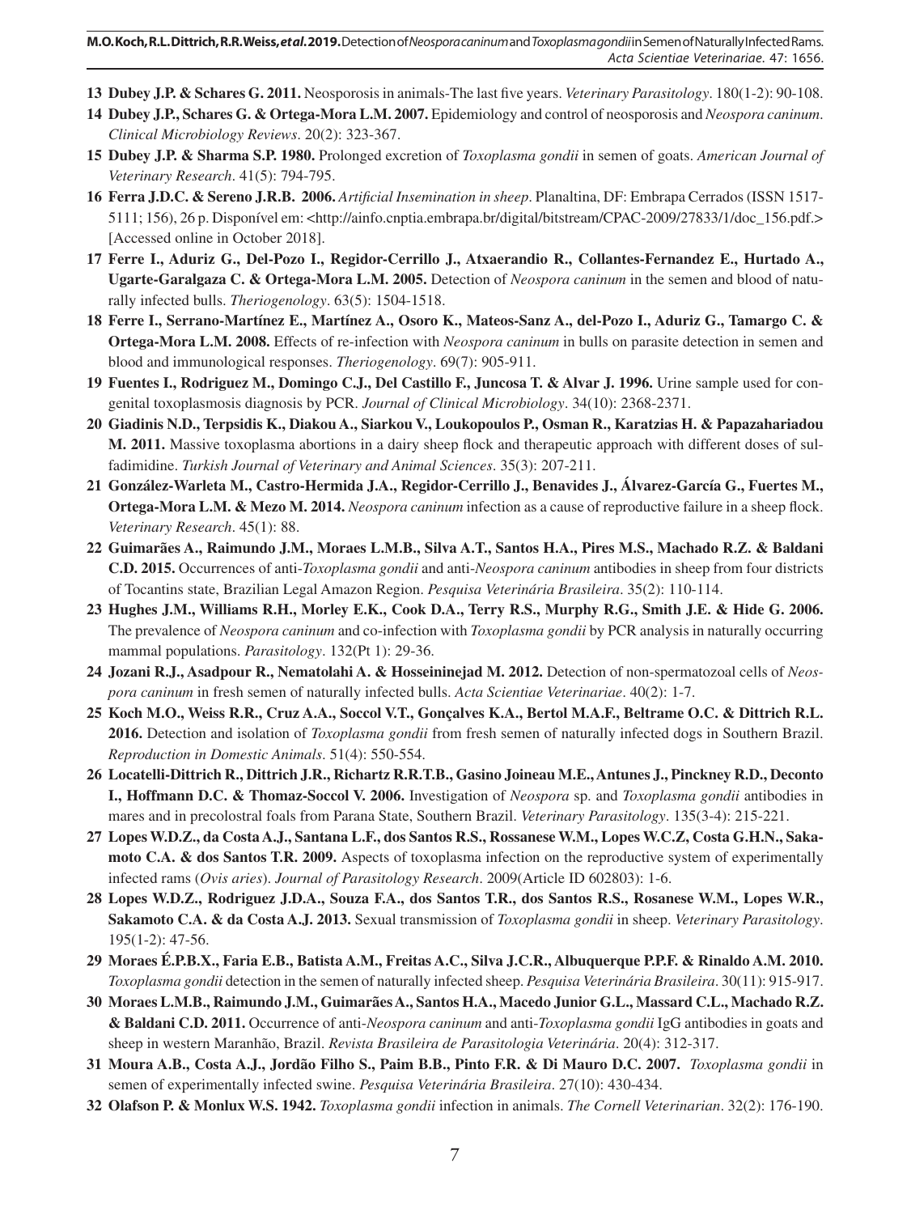**13** **Dubey J.P. & Schares G. 2011.** Neosporosis in animals-The last five years. *Veterinary Parasitology*. 180(1-2): 90-108.

**14** **Dubey J.P., Schares G. & Ortega-Mora L.M. 2007.** Epidemiology and control of neosporosis and *Neospora caninum*. *Clinical Microbiology Reviews*. 20(2): 323-367.

**15** **Dubey J.P. & Sharma S.P. 1980.** Prolonged excretion of *Toxoplasma gondii* in semen of goats. *American Journal of Veterinary Research*. 41(5): 794-795.

**16** **Ferra J.D.C. & Sereno J.R.B. 2006.** *Artificial Insemination in sheep*. Planaltina, DF: Embrapa Cerrados (ISSN 1517-5111; 156), 26 p. Disponível em: <http://ainfo.cnptia.embrapa.br/digital/bitstream/CPAC-2009/27833/1/doc_156.pdf.> [Accessed online in October 2018].

**17** **Ferre I., Aduriz G., Del-Pozo I., Regidor-Cerrillo J., Atxaerandio R., Collantes-Fernandez E., Hurtado A., Ugarte-Garalgaza C. & Ortega-Mora L.M. 2005.** Detection of *Neospora caninum* in the semen and blood of naturally infected bulls. *Theriogenology*. 63(5): 1504-1518.

**18** **Ferre I., Serrano-Martínez E., Martínez A., Osoro K., Mateos-Sanz A., del-Pozo I., Aduriz G., Tamargo C. & Ortega-Mora L.M. 2008.** Effects of re-infection with *Neospora caninum* in bulls on parasite detection in semen and blood and immunological responses. *Theriogenology*. 69(7): 905-911.

**19** **Fuentes I., Rodriguez M., Domingo C.J., Del Castillo F., Juncosa T. & Alvar J. 1996.** Urine sample used for congenital toxoplasmosis diagnosis by PCR. *Journal of Clinical Microbiology*. 34(10): 2368-2371.

**20** **Giadinis N.D., Terpsidis K., Diakou A., Siarkou V., Loukopoulos P., Osman R., Karatzias H. & Papazahariadou M. 2011.** Massive toxoplasma abortions in a dairy sheep flock and therapeutic approach with different doses of sulfadimidine. *Turkish Journal of Veterinary and Animal Sciences*. 35(3): 207-211.

**21** **González-Warleta M., Castro-Hermida J.A., Regidor-Cerrillo J., Benavides J., Álvarez-García G., Fuertes M., Ortega-Mora L.M. & Mezo M. 2014.** *Neospora caninum* infection as a cause of reproductive failure in a sheep flock. *Veterinary Research*. 45(1): 88.

**22** **Guimarães A., Raimundo J.M., Moraes L.M.B., Silva A.T., Santos H.A., Pires M.S., Machado R.Z. & Baldani C.D. 2015.** Occurrences of anti-*Toxoplasma gondii* and anti-*Neospora caninum* antibodies in sheep from four districts of Tocantins state, Brazilian Legal Amazon Region. *Pesquisa Veterinária Brasileira*. 35(2): 110-114.

**23** **Hughes J.M., Williams R.H., Morley E.K., Cook D.A., Terry R.S., Murphy R.G., Smith J.E. & Hide G. 2006.** The prevalence of *Neospora caninum* and co-infection with *Toxoplasma gondii* by PCR analysis in naturally occurring mammal populations. *Parasitology*. 132(Pt 1): 29-36.

**24** **Jozani R.J., Asadpour R., Nematolahi A. & Hosseininejad M. 2012.** Detection of non-spermatozoal cells of *Neospora caninum* in fresh semen of naturally infected bulls. *Acta Scientiae Veterinariae*. 40(2): 1-7.

**25** **Koch M.O., Weiss R.R., Cruz A.A., Soccol V.T., Gonçalves K.A., Bertol M.A.F., Beltrame O.C. & Dittrich R.L. 2016.** Detection and isolation of *Toxoplasma gondii* from fresh semen of naturally infected dogs in Southern Brazil. *Reproduction in Domestic Animals*. 51(4): 550-554.

**26** **Locatelli-Dittrich R., Dittrich J.R., Richartz R.R.T.B., Gasino Joineau M.E., Antunes J., Pinckney R.D., Deconto I., Hoffmann D.C. & Thomaz-Soccol V. 2006.** Investigation of *Neospora* sp. and *Toxoplasma gondii* antibodies in mares and in precolostral foals from Parana State, Southern Brazil. *Veterinary Parasitology*. 135(3-4): 215-221.

**27** **Lopes W.D.Z., da Costa A.J., Santana L.F., dos Santos R.S., Rossanese W.M., Lopes W.C.Z, Costa G.H.N., Sakamoto C.A. & dos Santos T.R. 2009.** Aspects of toxoplasma infection on the reproductive system of experimentally infected rams (*Ovis aries*). *Journal of Parasitology Research*. 2009(Article ID 602803): 1-6.

**28** **Lopes W.D.Z., Rodriguez J.D.A., Souza F.A., dos Santos T.R., dos Santos R.S., Rosanese W.M., Lopes W.R., Sakamoto C.A. & da Costa A.J. 2013.** Sexual transmission of *Toxoplasma gondii* in sheep. *Veterinary Parasitology*. 195(1-2): 47-56.

**29** **Moraes É.P.B.X., Faria E.B., Batista A.M., Freitas A.C., Silva J.C.R., Albuquerque P.P.F. & Rinaldo A.M. 2010.** *Toxoplasma gondii* detection in the semen of naturally infected sheep. *Pesquisa Veterinária Brasileira*. 30(11): 915-917.

**30** **Moraes L.M.B., Raimundo J.M., Guimarães A., Santos H.A., Macedo Junior G.L., Massard C.L., Machado R.Z. & Baldani C.D. 2011.** Occurrence of anti-*Neospora caninum* and anti-*Toxoplasma gondii* IgG antibodies in goats and sheep in western Maranhão, Brazil. *Revista Brasileira de Parasitologia Veterinária*. 20(4): 312-317.

**31** **Moura A.B., Costa A.J., Jordão Filho S., Paim B.B., Pinto F.R. & Di Mauro D.C. 2007.** *Toxoplasma gondii* in semen of experimentally infected swine. *Pesquisa Veterinária Brasileira*. 27(10): 430-434.

**32** **Olafson P. & Monlux W.S. 1942.** *Toxoplasma gondii* infection in animals. *The Cornell Veterinarian*. 32(2): 176-190.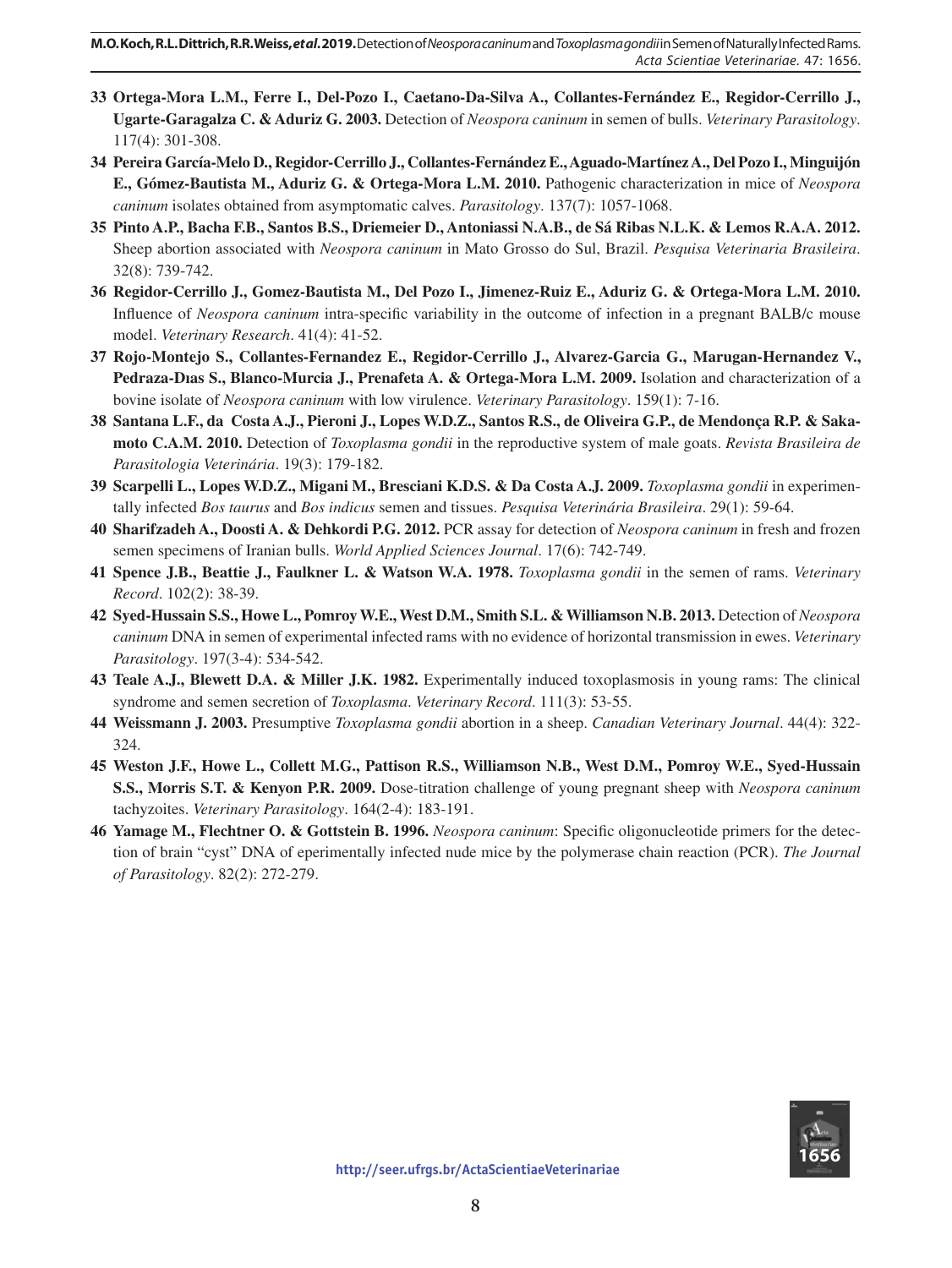**33 Ortega-Mora L.M., Ferre I., Del-Pozo I., Caetano-Da-Silva A., Collantes-Fernández E., Regidor-Cerrillo J., Ugarte-Garagalza C. & Aduriz G. 2003.** Detection of *Neospora caninum* in semen of bulls. *Veterinary Parasitology*. 117(4): 301-308.

**34 Pereira García-Melo D., Regidor-Cerrillo J., Collantes-Fernández E., Aguado-Martínez A., Del Pozo I., Minguijón E., Gómez-Bautista M., Aduriz G. & Ortega-Mora L.M. 2010.** Pathogenic characterization in mice of *Neospora caninum* isolates obtained from asymptomatic calves. *Parasitology*. 137(7): 1057-1068.

**35 Pinto A.P., Bacha F.B., Santos B.S., Driemeier D., Antoniassi N.A.B., de Sá Ribas N.L.K. & Lemos R.A.A. 2012.** Sheep abortion associated with *Neospora caninum* in Mato Grosso do Sul, Brazil. *Pesquisa Veterinaria Brasileira*. 32(8): 739-742.

**36 Regidor-Cerrillo J., Gomez-Bautista M., Del Pozo I., Jimenez-Ruiz E., Aduriz G. & Ortega-Mora L.M. 2010.** Influence of *Neospora caninum* intra-specific variability in the outcome of infection in a pregnant BALB/c mouse model. *Veterinary Research*. 41(4): 41-52.

**37 Rojo-Montejo S., Collantes-Fernandez E., Regidor-Cerrillo J., Alvarez-Garcia G., Marugan-Hernandez V., Pedraza-Dıas S., Blanco-Murcia J., Prenafeta A. & Ortega-Mora L.M. 2009.** Isolation and characterization of a bovine isolate of *Neospora caninum* with low virulence. *Veterinary Parasitology*. 159(1): 7-16.

**38 Santana L.F., da Costa A.J., Pieroni J., Lopes W.D.Z., Santos R.S., de Oliveira G.P., de Mendonça R.P. & Sakamoto C.A.M. 2010.** Detection of *Toxoplasma gondii* in the reproductive system of male goats. *Revista Brasileira de Parasitologia Veterinária*. 19(3): 179-182.

**39 Scarpelli L., Lopes W.D.Z., Migani M., Bresciani K.D.S. & Da Costa A.J. 2009.** *Toxoplasma gondii* in experimentally infected *Bos taurus* and *Bos indicus* semen and tissues. *Pesquisa Veterinária Brasileira*. 29(1): 59-64.

**40 Sharifzadeh A., Doosti A. & Dehkordi P.G. 2012.** PCR assay for detection of *Neospora caninum* in fresh and frozen semen specimens of Iranian bulls. *World Applied Sciences Journal*. 17(6): 742-749.

**41 Spence J.B., Beattie J., Faulkner L. & Watson W.A. 1978.** *Toxoplasma gondii* in the semen of rams. *Veterinary Record*. 102(2): 38-39.

**42 Syed-Hussain S.S., Howe L., Pomroy W.E., West D.M., Smith S.L. & Williamson N.B. 2013.** Detection of *Neospora caninum* DNA in semen of experimental infected rams with no evidence of horizontal transmission in ewes. *Veterinary Parasitology*. 197(3-4): 534-542.

**43 Teale A.J., Blewett D.A. & Miller J.K. 1982.** Experimentally induced toxoplasmosis in young rams: The clinical syndrome and semen secretion of *Toxoplasma*. *Veterinary Record*. 111(3): 53-55.

**44 Weissmann J. 2003.** Presumptive *Toxoplasma gondii* abortion in a sheep. *Canadian Veterinary Journal*. 44(4): 322-324.

**45 Weston J.F., Howe L., Collett M.G., Pattison R.S., Williamson N.B., West D.M., Pomroy W.E., Syed-Hussain S.S., Morris S.T. & Kenyon P.R. 2009.** Dose-titration challenge of young pregnant sheep with *Neospora caninum* tachyzoites. *Veterinary Parasitology*. 164(2-4): 183-191.

**46 Yamage M., Flechtner O. & Gottstein B. 1996.** *Neospora caninum*: Specific oligonucleotide primers for the detection of brain "cyst" DNA of eperimentally infected nude mice by the polymerase chain reaction (PCR). *The Journal of Parasitology*. 82(2): 272-279.